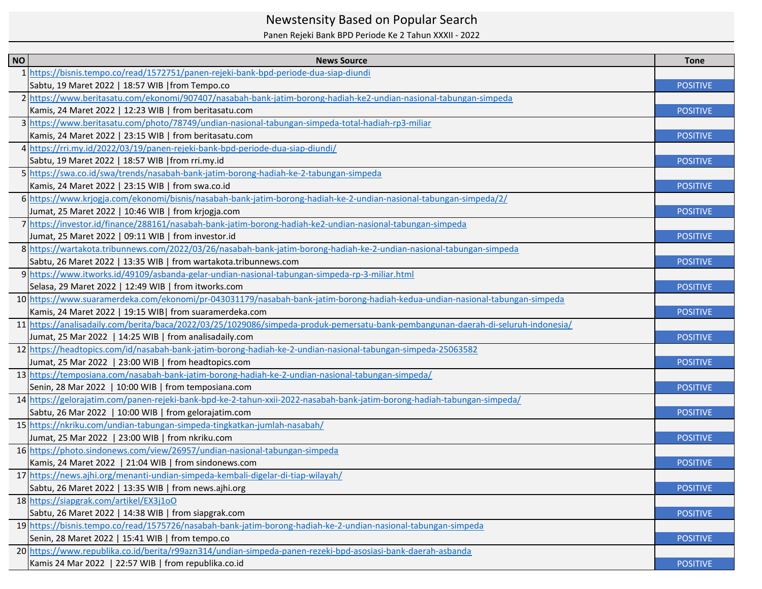# Newstensity Based on Popular Search

Panen Rejeki Bank BPD Periode Ke 2 Tahun XXXII - 2022

| NO | News Source | Tone |
|---|---|---|
| 1 | https://bisnis.tempo.co/read/1572751/panen-rejeki-bank-bpd-periode-dua-siap-diundi<br>Sabtu, 19 Maret 2022 \| 18:57 WIB \|from Tempo.co | POSITIVE |
| 2 | https://www.beritasatu.com/ekonomi/907407/nasabah-bank-jatim-borong-hadiah-ke2-undian-nasional-tabungan-simpeda<br>Kamis, 24 Maret 2022 \| 12:23 WIB \| from beritasatu.com | POSITIVE |
| 3 | https://www.beritasatu.com/photo/78749/undian-nasional-tabungan-simpeda-total-hadiah-rp3-miliar<br>Kamis, 24 Maret 2022 \| 23:15 WIB \| from beritasatu.com | POSITIVE |
| 4 | https://rri.my.id/2022/03/19/panen-rejeki-bank-bpd-periode-dua-siap-diundi/<br>Sabtu, 19 Maret 2022 \| 18:57 WIB \|from rri.my.id | POSITIVE |
| 5 | https://swa.co.id/swa/trends/nasabah-bank-jatim-borong-hadiah-ke-2-tabungan-simpeda<br>Kamis, 24 Maret 2022 \| 23:15 WIB \| from swa.co.id | POSITIVE |
| 6 | https://www.krjogja.com/ekonomi/bisnis/nasabah-bank-jatim-borong-hadiah-ke-2-undian-nasional-tabungan-simpeda/2/<br>Jumat, 25 Maret 2022 \| 10:46 WIB \| from krjogja.com | POSITIVE |
| 7 | https://investor.id/finance/288161/nasabah-bank-jatim-borong-hadiah-ke2-undian-nasional-tabungan-simpeda<br>Jumat, 25 Maret 2022 \| 09:11 WIB \| from investor.id | POSITIVE |
| 8 | https://wartakota.tribunnews.com/2022/03/26/nasabah-bank-jatim-borong-hadiah-ke-2-undian-nasional-tabungan-simpeda<br>Sabtu, 26 Maret 2022 \| 13:35 WIB \| from wartakota.tribunnews.com | POSITIVE |
| 9 | https://www.itworks.id/49109/asbanda-gelar-undian-nasional-tabungan-simpeda-rp-3-miliar.html<br>Selasa, 29 Maret 2022 \| 12:49 WIB \| from itworks.com | POSITIVE |
| 10 | https://www.suaramerdeka.com/ekonomi/pr-043031179/nasabah-bank-jatim-borong-hadiah-kedua-undian-nasional-tabungan-simpeda<br>Kamis, 24 Maret 2022 \| 19:15 WIB\| from suaramerdeka.com | POSITIVE |
| 11 | https://analisadaily.com/berita/baca/2022/03/25/1029086/simpeda-produk-pemersatu-bank-pembangunan-daerah-di-seluruh-indonesia/<br>Jumat, 25 Mar 2022 \| 14:25 WIB \| from analisadaily.com | POSITIVE |
| 12 | https://headtopics.com/id/nasabah-bank-jatim-borong-hadiah-ke-2-undian-nasional-tabungan-simpeda-25063582<br>Jumat, 25 Mar 2022 \| 23:00 WIB \| from headtopics.com | POSITIVE |
| 13 | https://temposiana.com/nasabah-bank-jatim-borong-hadiah-ke-2-undian-nasional-tabungan-simpeda/<br>Senin, 28 Mar 2022 \| 10:00 WIB \| from temposiana.com | POSITIVE |
| 14 | https://gelorajatim.com/panen-rejeki-bank-bpd-ke-2-tahun-xxii-2022-nasabah-bank-jatim-borong-hadiah-tabungan-simpeda/<br>Sabtu, 26 Mar 2022 \| 10:00 WIB \| from gelorajatim.com | POSITIVE |
| 15 | https://nkriku.com/undian-tabungan-simpeda-tingkatkan-jumlah-nasabah/<br>Jumat, 25 Mar 2022 \| 23:00 WIB \| from nkriku.com | POSITIVE |
| 16 | https://photo.sindonews.com/view/26957/undian-nasional-tabungan-simpeda<br>Kamis, 24 Maret 2022 \| 21:04 WIB \| from sindonews.com | POSITIVE |
| 17 | https://news.ajhi.org/menanti-undian-simpeda-kembali-digelar-di-tiap-wilayah/<br>Sabtu, 26 Maret 2022 \| 13:35 WIB \| from news.ajhi.org | POSITIVE |
| 18 | https://siapgrak.com/artikel/EX3j1oO<br>Sabtu, 26 Maret 2022 \| 14:38 WIB \| from siapgrak.com | POSITIVE |
| 19 | https://bisnis.tempo.co/read/1575726/nasabah-bank-jatim-borong-hadiah-ke-2-undian-nasional-tabungan-simpeda<br>Senin, 28 Maret 2022 \| 15:41 WIB \| from tempo.co | POSITIVE |
| 20 | https://www.republika.co.id/berita/r99azn314/undian-simpeda-panen-rezeki-bpd-asosiasi-bank-daerah-asbanda<br>Kamis 24 Mar 2022 \| 22:57 WIB \| from republika.co.id | POSITIVE |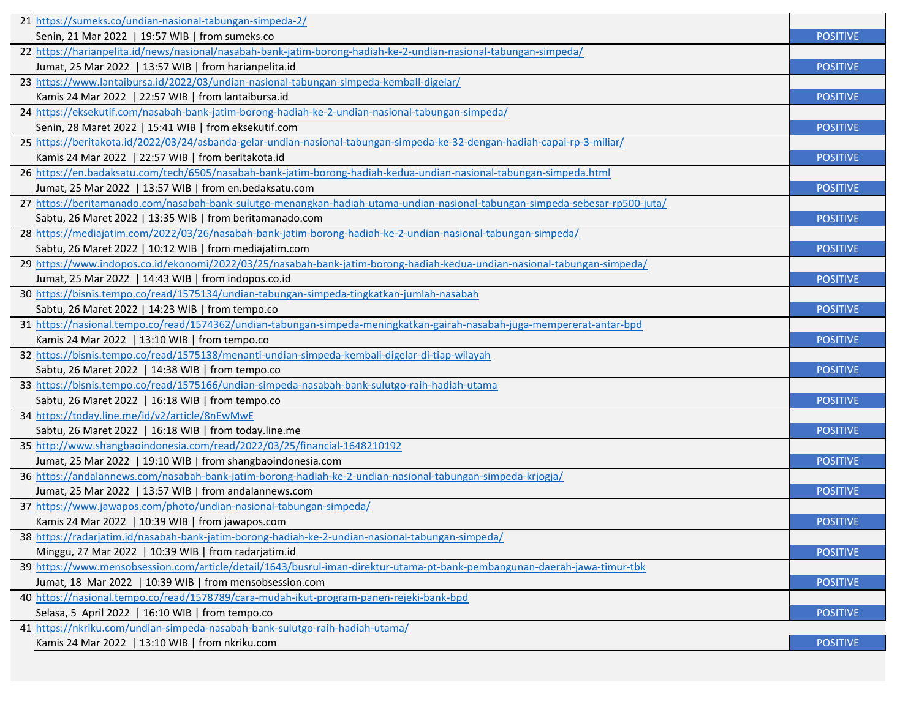| | | |
|---|---|---|
| 21 | https://sumeks.co/undian-nasional-tabungan-simpeda-2/<br>Senin, 21 Mar 2022 \| 19:57 WIB \| from sumeks.co | POSITIVE |
| 22 | https://harianpelita.id/news/nasional/nasabah-bank-jatim-borong-hadiah-ke-2-undian-nasional-tabungan-simpeda/<br>Jumat, 25 Mar 2022 \| 13:57 WIB \| from harianpelita.id | POSITIVE |
| 23 | https://www.lantaibursa.id/2022/03/undian-nasional-tabungan-simpeda-kemball-digelar/<br>Kamis 24 Mar 2022 \| 22:57 WIB \| from lantaibursa.id | POSITIVE |
| 24 | https://eksekutif.com/nasabah-bank-jatim-borong-hadiah-ke-2-undian-nasional-tabungan-simpeda/<br>Senin, 28 Maret 2022 \| 15:41 WIB \| from eksekutif.com | POSITIVE |
| 25 | https://beritakota.id/2022/03/24/asbanda-gelar-undian-nasional-tabungan-simpeda-ke-32-dengan-hadiah-capai-rp-3-miliar/<br>Kamis 24 Mar 2022 \| 22:57 WIB \| from beritakota.id | POSITIVE |
| 26 | https://en.badaksatu.com/tech/6505/nasabah-bank-jatim-borong-hadiah-kedua-undian-nasional-tabungan-simpeda.html<br>Jumat, 25 Mar 2022 \| 13:57 WIB \| from en.bedaksatu.com | POSITIVE |
| 27 | https://beritamanado.com/nasabah-bank-sulutgo-menangkan-hadiah-utama-undian-nasional-tabungan-simpeda-sebesar-rp500-juta/<br>Sabtu, 26 Maret 2022 \| 13:35 WIB \| from beritamanado.com | POSITIVE |
| 28 | https://mediajatim.com/2022/03/26/nasabah-bank-jatim-borong-hadiah-ke-2-undian-nasional-tabungan-simpeda/<br>Sabtu, 26 Maret 2022 \| 10:12 WIB \| from mediajatim.com | POSITIVE |
| 29 | https://www.indopos.co.id/ekonomi/2022/03/25/nasabah-bank-jatim-borong-hadiah-kedua-undian-nasional-tabungan-simpeda/<br>Jumat, 25 Mar 2022 \| 14:43 WIB \| from indopos.co.id | POSITIVE |
| 30 | https://bisnis.tempo.co/read/1575134/undian-tabungan-simpeda-tingkatkan-jumlah-nasabah<br>Sabtu, 26 Maret 2022 \| 14:23 WIB \| from tempo.co | POSITIVE |
| 31 | https://nasional.tempo.co/read/1574362/undian-tabungan-simpeda-meningkatkan-gairah-nasabah-juga-mempererat-antar-bpd<br>Kamis 24 Mar 2022 \| 13:10 WIB \| from tempo.co | POSITIVE |
| 32 | https://bisnis.tempo.co/read/1575138/menanti-undian-simpeda-kembali-digelar-di-tiap-wilayah<br>Sabtu, 26 Maret 2022 \| 14:38 WIB \| from tempo.co | POSITIVE |
| 33 | https://bisnis.tempo.co/read/1575166/undian-simpeda-nasabah-bank-sulutgo-raih-hadiah-utama<br>Sabtu, 26 Maret 2022 \| 16:18 WIB \| from tempo.co | POSITIVE |
| 34 | https://today.line.me/id/v2/article/8nEwMwE<br>Sabtu, 26 Maret 2022 \| 16:18 WIB \| from today.line.me | POSITIVE |
| 35 | http://www.shangbaoindonesia.com/read/2022/03/25/financial-1648210192<br>Jumat, 25 Mar 2022 \| 19:10 WIB \| from shangbaoindonesia.com | POSITIVE |
| 36 | https://andalannews.com/nasabah-bank-jatim-borong-hadiah-ke-2-undian-nasional-tabungan-simpeda-krjogja/<br>Jumat, 25 Mar 2022 \| 13:57 WIB \| from andalannews.com | POSITIVE |
| 37 | https://www.jawapos.com/photo/undian-nasional-tabungan-simpeda/<br>Kamis 24 Mar 2022 \| 10:39 WIB \| from jawapos.com | POSITIVE |
| 38 | https://radarjatim.id/nasabah-bank-jatim-borong-hadiah-ke-2-undian-nasional-tabungan-simpeda/<br>Minggu, 27 Mar 2022 \| 10:39 WIB \| from radarjatim.id | POSITIVE |
| 39 | https://www.mensobsession.com/article/detail/1643/busrul-iman-direktur-utama-pt-bank-pembangunan-daerah-jawa-timur-tbk<br>Jumat, 18 Mar 2022 \| 10:39 WIB \| from mensobsession.com | POSITIVE |
| 40 | https://nasional.tempo.co/read/1578789/cara-mudah-ikut-program-panen-rejeki-bank-bpd<br>Selasa, 5 April 2022 \| 16:10 WIB \| from tempo.co | POSITIVE |
| 41 | https://nkriku.com/undian-simpeda-nasabah-bank-sulutgo-raih-hadiah-utama/<br>Kamis 24 Mar 2022 \| 13:10 WIB \| from nkriku.com | POSITIVE |